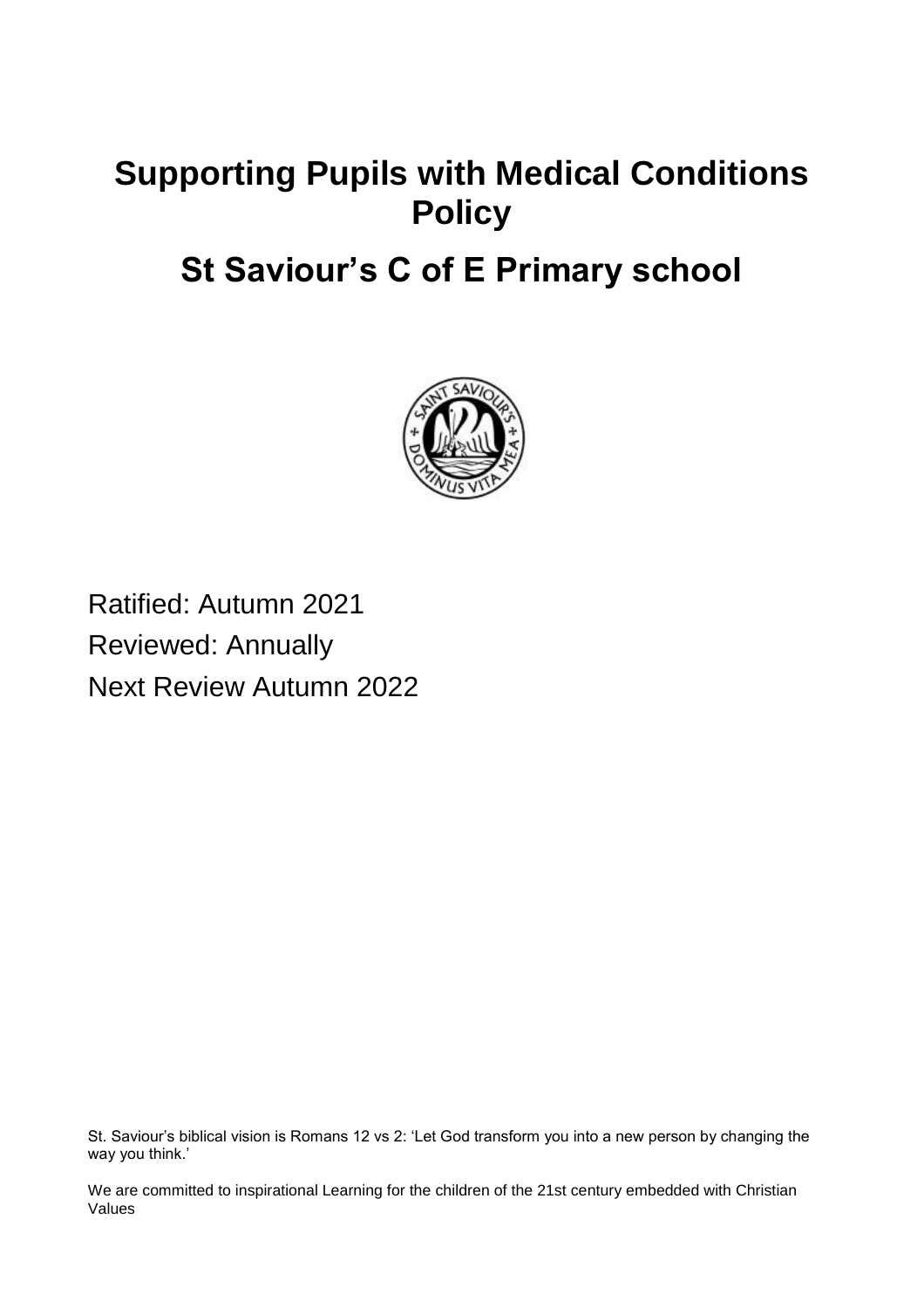# Supporting Pupils with Medical Conditions Policy

# St Saviour's C of E Primary school

Ratified: Autumn 2021

Reviewed: Annually

Next Review Autumn 2022

St. Saviour's biblical vision is Romans 12 vs 2: 'Let God transform you into a new person by changing the way you think.'

We are committed to inspirational Learning for the children of the 21st century embedded with Christian Values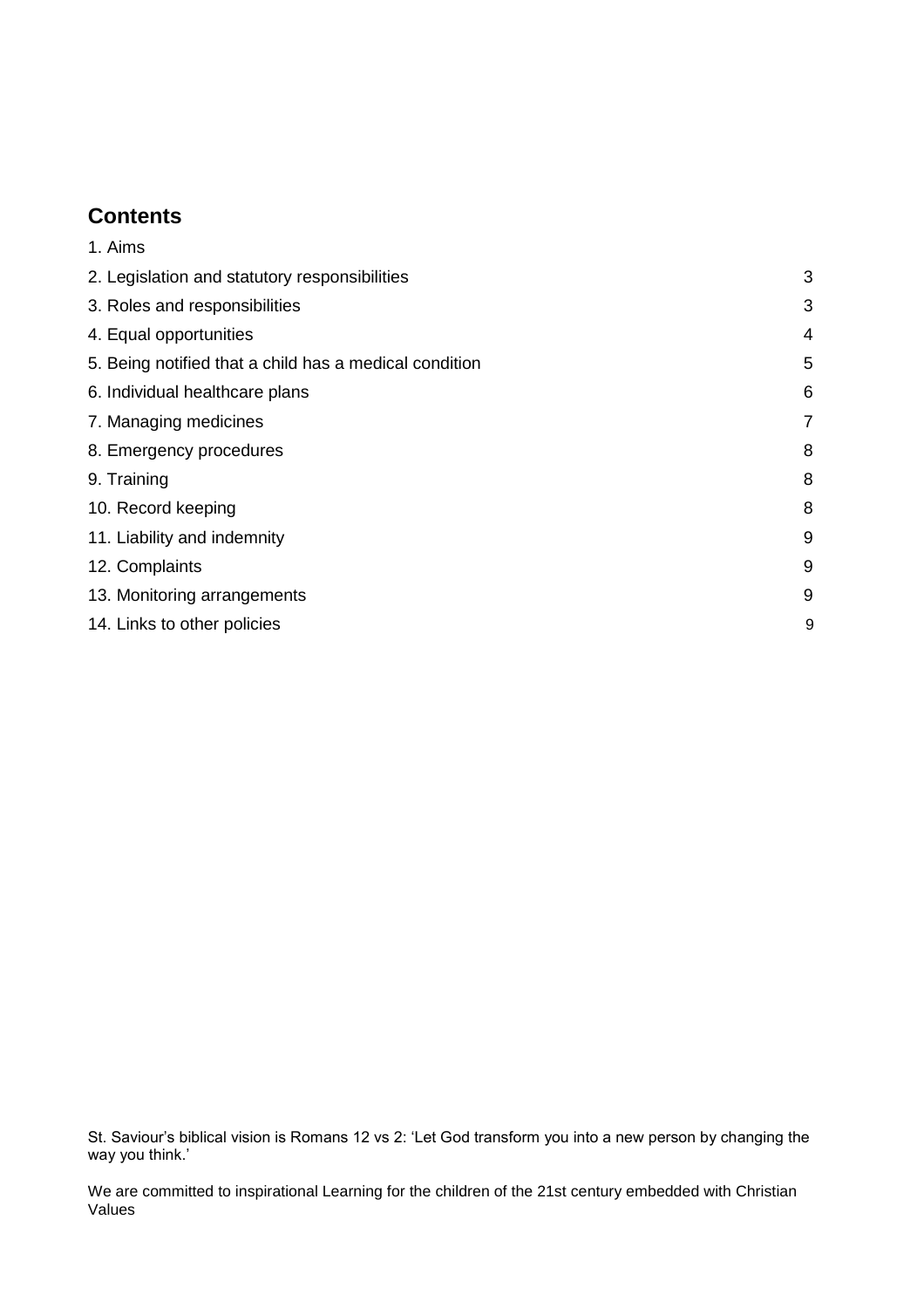## Contents

| | |
|---|---|
| 1. Aims | |
| 2. Legislation and statutory responsibilities | 3 |
| 3. Roles and responsibilities | 3 |
| 4. Equal opportunities | 4 |
| 5. Being notified that a child has a medical condition | 5 |
| 6. Individual healthcare plans | 6 |
| 7. Managing medicines | 7 |
| 8. Emergency procedures | 8 |
| 9. Training | 8 |
| 10. Record keeping | 8 |
| 11. Liability and indemnity | 9 |
| 12. Complaints | 9 |
| 13. Monitoring arrangements | 9 |
| 14. Links to other policies | 9 |

St. Saviour's biblical vision is Romans 12 vs 2: 'Let God transform you into a new person by changing the way you think.'

We are committed to inspirational Learning for the children of the 21st century embedded with Christian Values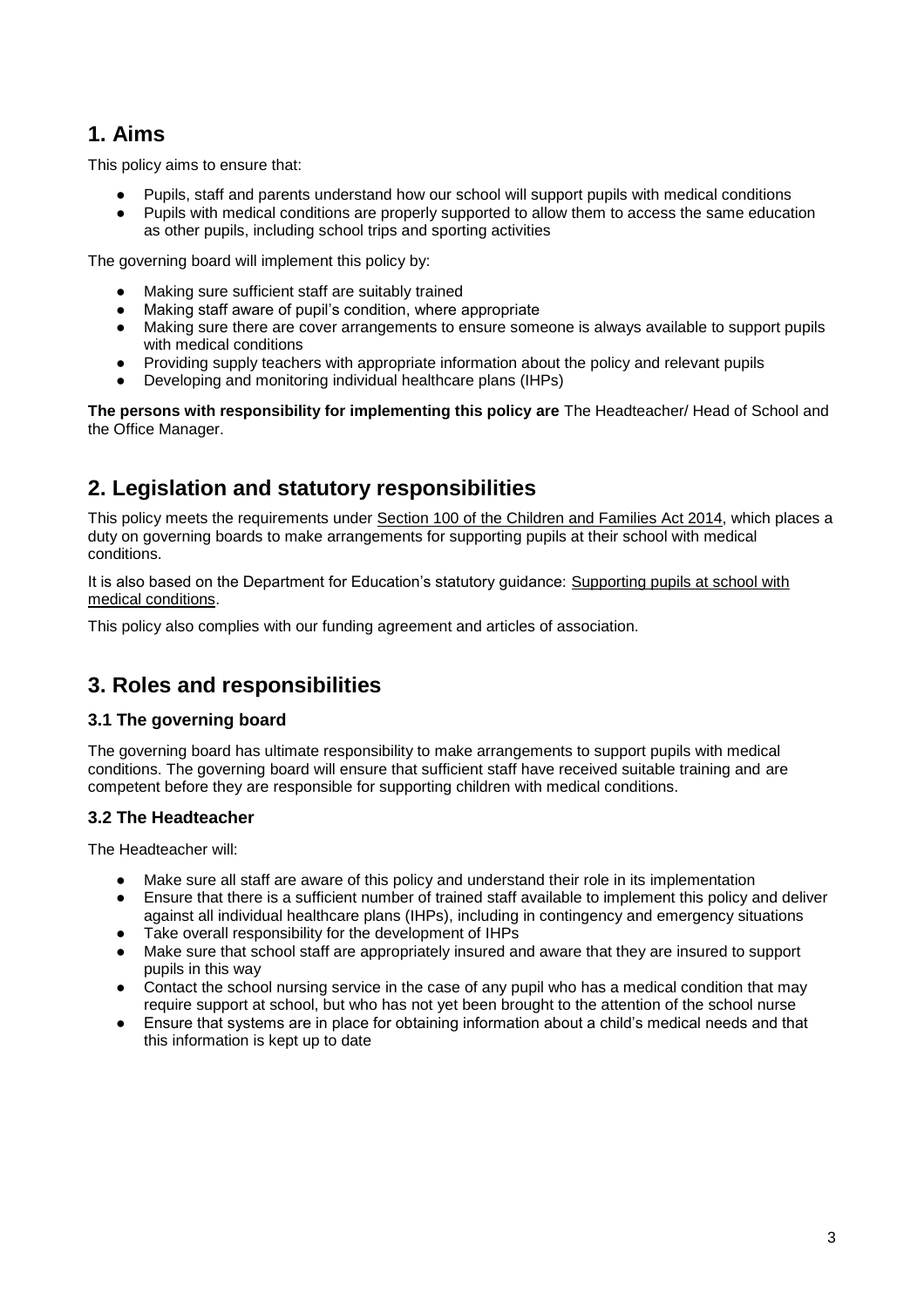## 1. Aims

This policy aims to ensure that:

- Pupils, staff and parents understand how our school will support pupils with medical conditions
- Pupils with medical conditions are properly supported to allow them to access the same education as other pupils, including school trips and sporting activities

The governing board will implement this policy by:

- Making sure sufficient staff are suitably trained
- Making staff aware of pupil's condition, where appropriate
- Making sure there are cover arrangements to ensure someone is always available to support pupils with medical conditions
- Providing supply teachers with appropriate information about the policy and relevant pupils
- Developing and monitoring individual healthcare plans (IHPs)

**The persons with responsibility for implementing this policy are** The Headteacher/ Head of School and the Office Manager.

## 2. Legislation and statutory responsibilities

This policy meets the requirements under Section 100 of the Children and Families Act 2014, which places a duty on governing boards to make arrangements for supporting pupils at their school with medical conditions.

It is also based on the Department for Education's statutory guidance: Supporting pupils at school with medical conditions.

This policy also complies with our funding agreement and articles of association.

## 3. Roles and responsibilities

### 3.1 The governing board

The governing board has ultimate responsibility to make arrangements to support pupils with medical conditions. The governing board will ensure that sufficient staff have received suitable training and are competent before they are responsible for supporting children with medical conditions.

### 3.2 The Headteacher

The Headteacher will:

- Make sure all staff are aware of this policy and understand their role in its implementation
- Ensure that there is a sufficient number of trained staff available to implement this policy and deliver against all individual healthcare plans (IHPs), including in contingency and emergency situations
- Take overall responsibility for the development of IHPs
- Make sure that school staff are appropriately insured and aware that they are insured to support pupils in this way
- Contact the school nursing service in the case of any pupil who has a medical condition that may require support at school, but who has not yet been brought to the attention of the school nurse
- Ensure that systems are in place for obtaining information about a child's medical needs and that this information is kept up to date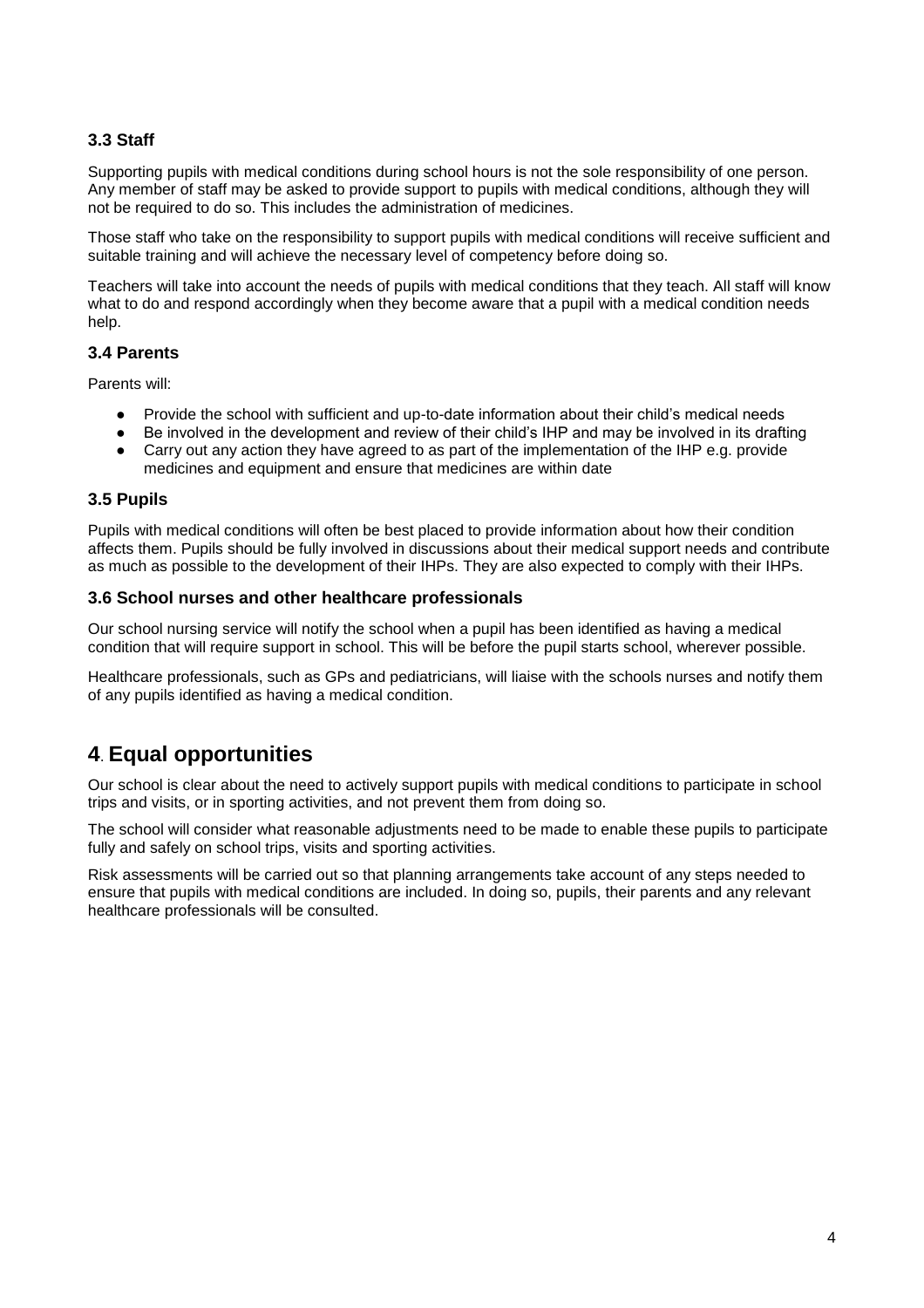### 3.3 Staff

Supporting pupils with medical conditions during school hours is not the sole responsibility of one person. Any member of staff may be asked to provide support to pupils with medical conditions, although they will not be required to do so. This includes the administration of medicines.

Those staff who take on the responsibility to support pupils with medical conditions will receive sufficient and suitable training and will achieve the necessary level of competency before doing so.

Teachers will take into account the needs of pupils with medical conditions that they teach. All staff will know what to do and respond accordingly when they become aware that a pupil with a medical condition needs help.

### 3.4 Parents

Parents will:

- Provide the school with sufficient and up-to-date information about their child's medical needs
- Be involved in the development and review of their child's IHP and may be involved in its drafting
- Carry out any action they have agreed to as part of the implementation of the IHP e.g. provide medicines and equipment and ensure that medicines are within date

### 3.5 Pupils

Pupils with medical conditions will often be best placed to provide information about how their condition affects them. Pupils should be fully involved in discussions about their medical support needs and contribute as much as possible to the development of their IHPs. They are also expected to comply with their IHPs.

### 3.6 School nurses and other healthcare professionals

Our school nursing service will notify the school when a pupil has been identified as having a medical condition that will require support in school. This will be before the pupil starts school, wherever possible.

Healthcare professionals, such as GPs and pediatricians, will liaise with the schools nurses and notify them of any pupils identified as having a medical condition.

## 4. Equal opportunities

Our school is clear about the need to actively support pupils with medical conditions to participate in school trips and visits, or in sporting activities, and not prevent them from doing so.

The school will consider what reasonable adjustments need to be made to enable these pupils to participate fully and safely on school trips, visits and sporting activities.

Risk assessments will be carried out so that planning arrangements take account of any steps needed to ensure that pupils with medical conditions are included. In doing so, pupils, their parents and any relevant healthcare professionals will be consulted.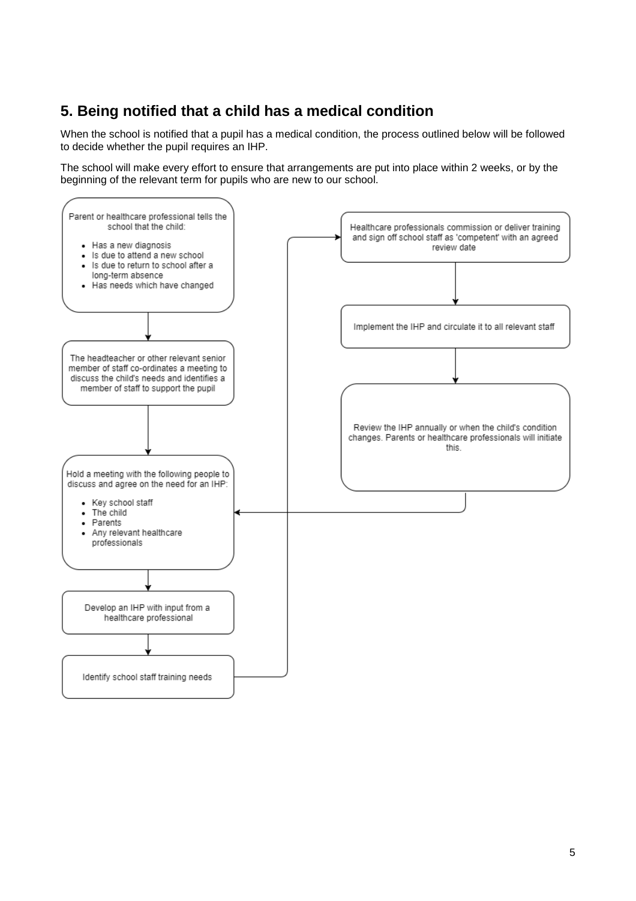## 5. Being notified that a child has a medical condition

When the school is notified that a pupil has a medical condition, the process outlined below will be followed to decide whether the pupil requires an IHP.

The school will make every effort to ensure that arrangements are put into place within 2 weeks, or by the beginning of the relevant term for pupils who are new to our school.

Parent or healthcare professional tells the school that the child:

- Has a new diagnosis
- Is due to attend a new school
- Is due to return to school after a long-term absence
- Has needs which have changed

↓

The headteacher or other relevant senior member of staff co-ordinates a meeting to discuss the child's needs and identifies a member of staff to support the pupil

↓

Hold a meeting with the following people to discuss and agree on the need for an IHP:

- Key school staff
- The child
- Parents
- Any relevant healthcare professionals

↓

Develop an IHP with input from a healthcare professional

↓

Identify school staff training needs

↓

Healthcare professionals commission or deliver training and sign off school staff as 'competent' with an agreed review date

↓

Implement the IHP and circulate it to all relevant staff

↓

Review the IHP annually or when the child's condition changes. Parents or healthcare professionals will initiate this.

↓ (returns to "Hold a meeting with the following people to discuss and agree on the need for an IHP")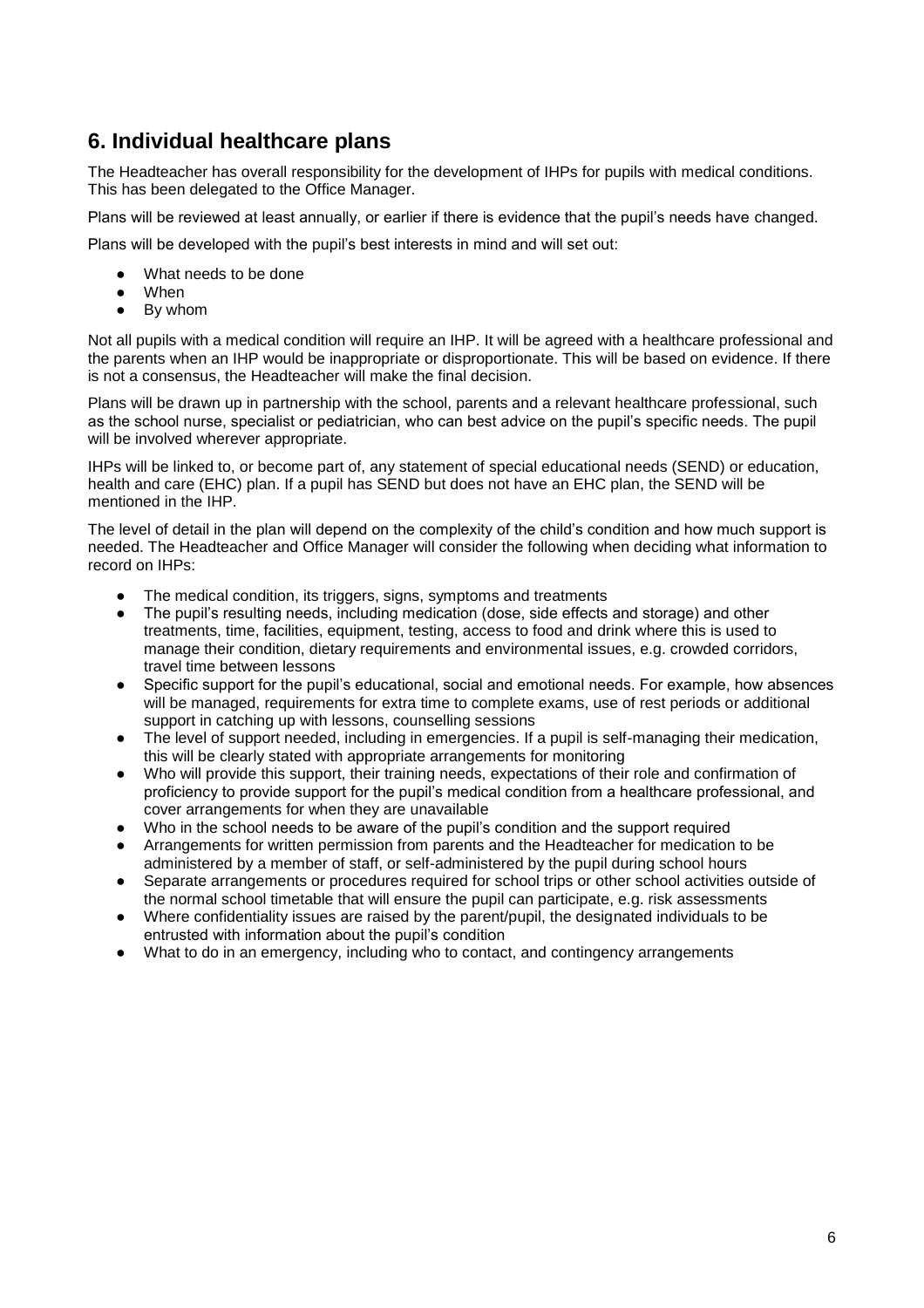## 6. Individual healthcare plans

The Headteacher has overall responsibility for the development of IHPs for pupils with medical conditions. This has been delegated to the Office Manager.

Plans will be reviewed at least annually, or earlier if there is evidence that the pupil's needs have changed.

Plans will be developed with the pupil's best interests in mind and will set out:

- What needs to be done
- When
- By whom

Not all pupils with a medical condition will require an IHP. It will be agreed with a healthcare professional and the parents when an IHP would be inappropriate or disproportionate. This will be based on evidence. If there is not a consensus, the Headteacher will make the final decision.

Plans will be drawn up in partnership with the school, parents and a relevant healthcare professional, such as the school nurse, specialist or pediatrician, who can best advice on the pupil's specific needs. The pupil will be involved wherever appropriate.

IHPs will be linked to, or become part of, any statement of special educational needs (SEND) or education, health and care (EHC) plan. If a pupil has SEND but does not have an EHC plan, the SEND will be mentioned in the IHP.

The level of detail in the plan will depend on the complexity of the child's condition and how much support is needed. The Headteacher and Office Manager will consider the following when deciding what information to record on IHPs:

- The medical condition, its triggers, signs, symptoms and treatments
- The pupil's resulting needs, including medication (dose, side effects and storage) and other treatments, time, facilities, equipment, testing, access to food and drink where this is used to manage their condition, dietary requirements and environmental issues, e.g. crowded corridors, travel time between lessons
- Specific support for the pupil's educational, social and emotional needs. For example, how absences will be managed, requirements for extra time to complete exams, use of rest periods or additional support in catching up with lessons, counselling sessions
- The level of support needed, including in emergencies. If a pupil is self-managing their medication, this will be clearly stated with appropriate arrangements for monitoring
- Who will provide this support, their training needs, expectations of their role and confirmation of proficiency to provide support for the pupil's medical condition from a healthcare professional, and cover arrangements for when they are unavailable
- Who in the school needs to be aware of the pupil's condition and the support required
- Arrangements for written permission from parents and the Headteacher for medication to be administered by a member of staff, or self-administered by the pupil during school hours
- Separate arrangements or procedures required for school trips or other school activities outside of the normal school timetable that will ensure the pupil can participate, e.g. risk assessments
- Where confidentiality issues are raised by the parent/pupil, the designated individuals to be entrusted with information about the pupil's condition
- What to do in an emergency, including who to contact, and contingency arrangements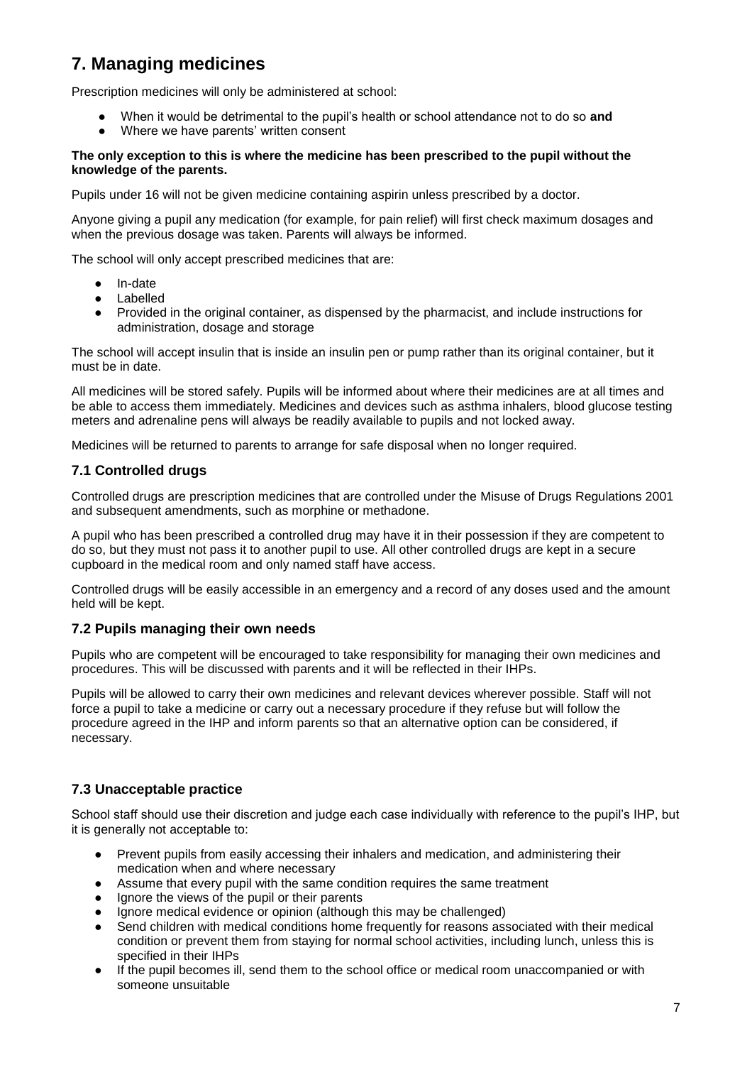## 7. Managing medicines

Prescription medicines will only be administered at school:

- When it would be detrimental to the pupil's health or school attendance not to do so **and**
- Where we have parents' written consent

**The only exception to this is where the medicine has been prescribed to the pupil without the knowledge of the parents.**

Pupils under 16 will not be given medicine containing aspirin unless prescribed by a doctor.

Anyone giving a pupil any medication (for example, for pain relief) will first check maximum dosages and when the previous dosage was taken. Parents will always be informed.

The school will only accept prescribed medicines that are:

- In-date
- Labelled
- Provided in the original container, as dispensed by the pharmacist, and include instructions for administration, dosage and storage

The school will accept insulin that is inside an insulin pen or pump rather than its original container, but it must be in date.

All medicines will be stored safely. Pupils will be informed about where their medicines are at all times and be able to access them immediately. Medicines and devices such as asthma inhalers, blood glucose testing meters and adrenaline pens will always be readily available to pupils and not locked away.

Medicines will be returned to parents to arrange for safe disposal when no longer required.

### 7.1 Controlled drugs

Controlled drugs are prescription medicines that are controlled under the Misuse of Drugs Regulations 2001 and subsequent amendments, such as morphine or methadone.

A pupil who has been prescribed a controlled drug may have it in their possession if they are competent to do so, but they must not pass it to another pupil to use. All other controlled drugs are kept in a secure cupboard in the medical room and only named staff have access.

Controlled drugs will be easily accessible in an emergency and a record of any doses used and the amount held will be kept.

### 7.2 Pupils managing their own needs

Pupils who are competent will be encouraged to take responsibility for managing their own medicines and procedures. This will be discussed with parents and it will be reflected in their IHPs.

Pupils will be allowed to carry their own medicines and relevant devices wherever possible. Staff will not force a pupil to take a medicine or carry out a necessary procedure if they refuse but will follow the procedure agreed in the IHP and inform parents so that an alternative option can be considered, if necessary.

### 7.3 Unacceptable practice

School staff should use their discretion and judge each case individually with reference to the pupil's IHP, but it is generally not acceptable to:

- Prevent pupils from easily accessing their inhalers and medication, and administering their medication when and where necessary
- Assume that every pupil with the same condition requires the same treatment
- Ignore the views of the pupil or their parents
- Ignore medical evidence or opinion (although this may be challenged)
- Send children with medical conditions home frequently for reasons associated with their medical condition or prevent them from staying for normal school activities, including lunch, unless this is specified in their IHPs
- If the pupil becomes ill, send them to the school office or medical room unaccompanied or with someone unsuitable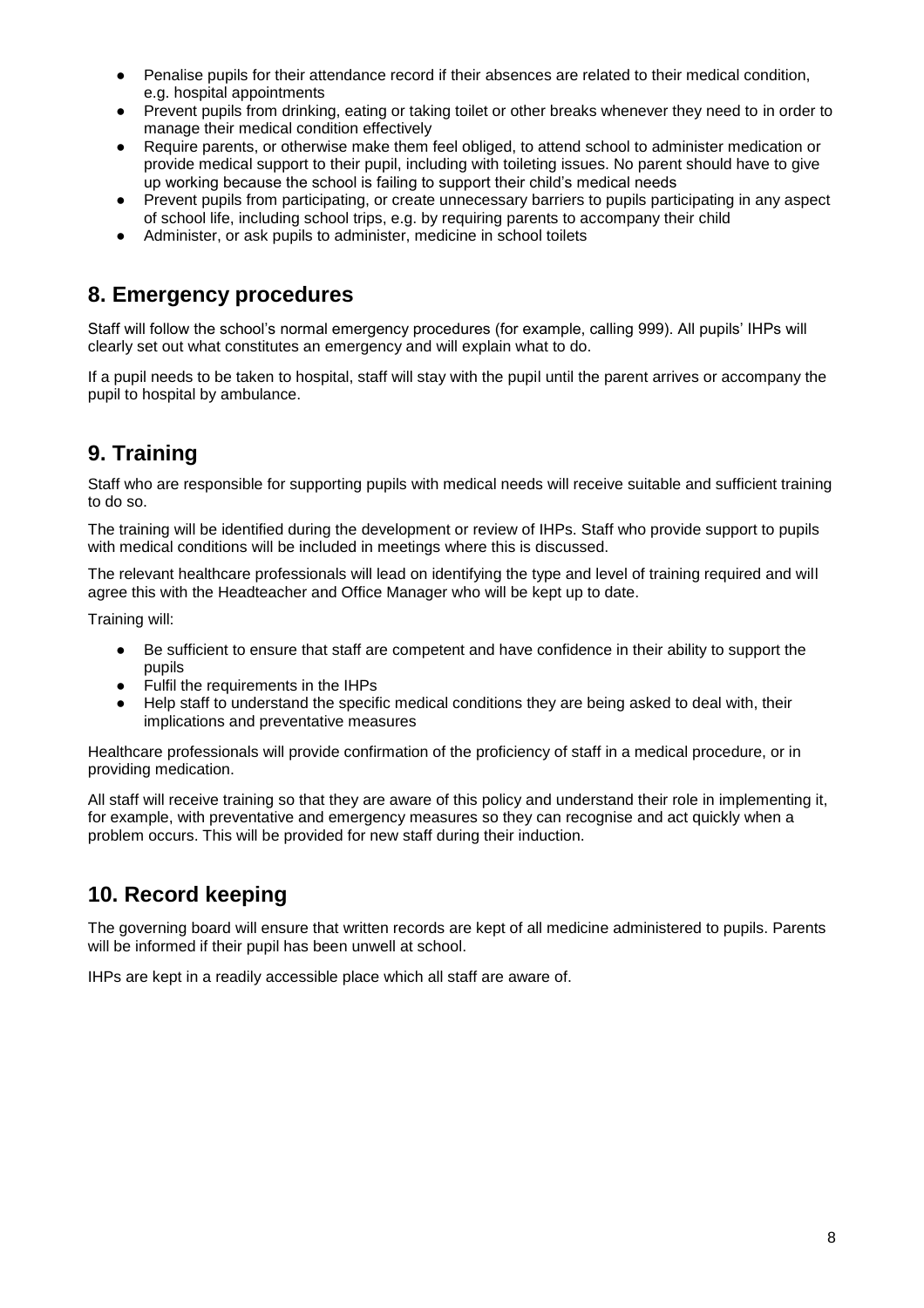- Penalise pupils for their attendance record if their absences are related to their medical condition, e.g. hospital appointments
- Prevent pupils from drinking, eating or taking toilet or other breaks whenever they need to in order to manage their medical condition effectively
- Require parents, or otherwise make them feel obliged, to attend school to administer medication or provide medical support to their pupil, including with toileting issues. No parent should have to give up working because the school is failing to support their child's medical needs
- Prevent pupils from participating, or create unnecessary barriers to pupils participating in any aspect of school life, including school trips, e.g. by requiring parents to accompany their child
- Administer, or ask pupils to administer, medicine in school toilets

## 8. Emergency procedures

Staff will follow the school's normal emergency procedures (for example, calling 999). All pupils' IHPs will clearly set out what constitutes an emergency and will explain what to do.

If a pupil needs to be taken to hospital, staff will stay with the pupil until the parent arrives or accompany the pupil to hospital by ambulance.

## 9. Training

Staff who are responsible for supporting pupils with medical needs will receive suitable and sufficient training to do so.

The training will be identified during the development or review of IHPs. Staff who provide support to pupils with medical conditions will be included in meetings where this is discussed.

The relevant healthcare professionals will lead on identifying the type and level of training required and will agree this with the Headteacher and Office Manager who will be kept up to date.

Training will:

- Be sufficient to ensure that staff are competent and have confidence in their ability to support the pupils
- Fulfil the requirements in the IHPs
- Help staff to understand the specific medical conditions they are being asked to deal with, their implications and preventative measures

Healthcare professionals will provide confirmation of the proficiency of staff in a medical procedure, or in providing medication.

All staff will receive training so that they are aware of this policy and understand their role in implementing it, for example, with preventative and emergency measures so they can recognise and act quickly when a problem occurs. This will be provided for new staff during their induction.

## 10. Record keeping

The governing board will ensure that written records are kept of all medicine administered to pupils. Parents will be informed if their pupil has been unwell at school.

IHPs are kept in a readily accessible place which all staff are aware of.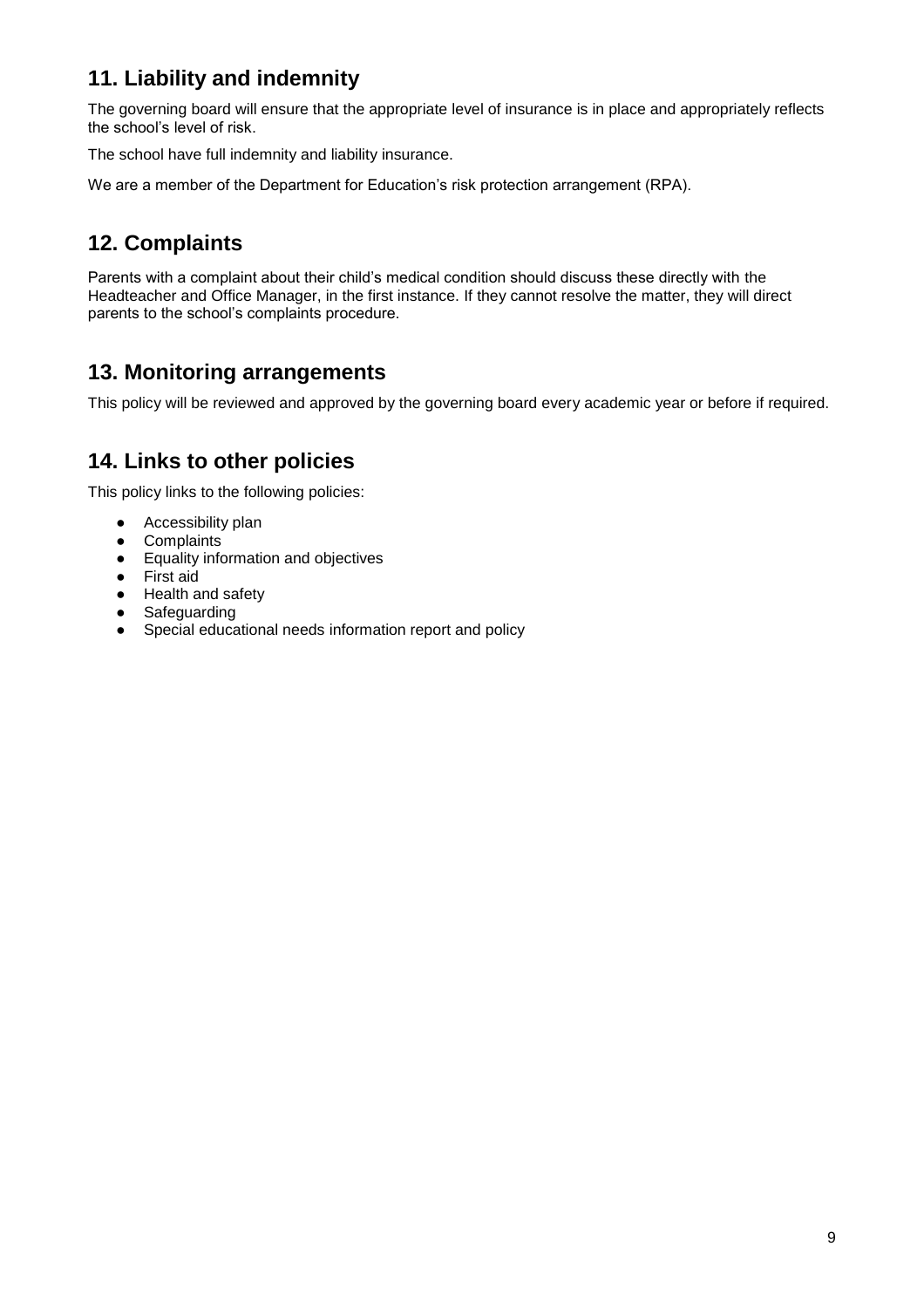## 11. Liability and indemnity

The governing board will ensure that the appropriate level of insurance is in place and appropriately reflects the school's level of risk.

The school have full indemnity and liability insurance.

We are a member of the Department for Education's risk protection arrangement (RPA).

## 12. Complaints

Parents with a complaint about their child's medical condition should discuss these directly with the Headteacher and Office Manager, in the first instance. If they cannot resolve the matter, they will direct parents to the school's complaints procedure.

## 13. Monitoring arrangements

This policy will be reviewed and approved by the governing board every academic year or before if required.

## 14. Links to other policies

This policy links to the following policies:

- Accessibility plan
- Complaints
- Equality information and objectives
- First aid
- Health and safety
- Safeguarding
- Special educational needs information report and policy